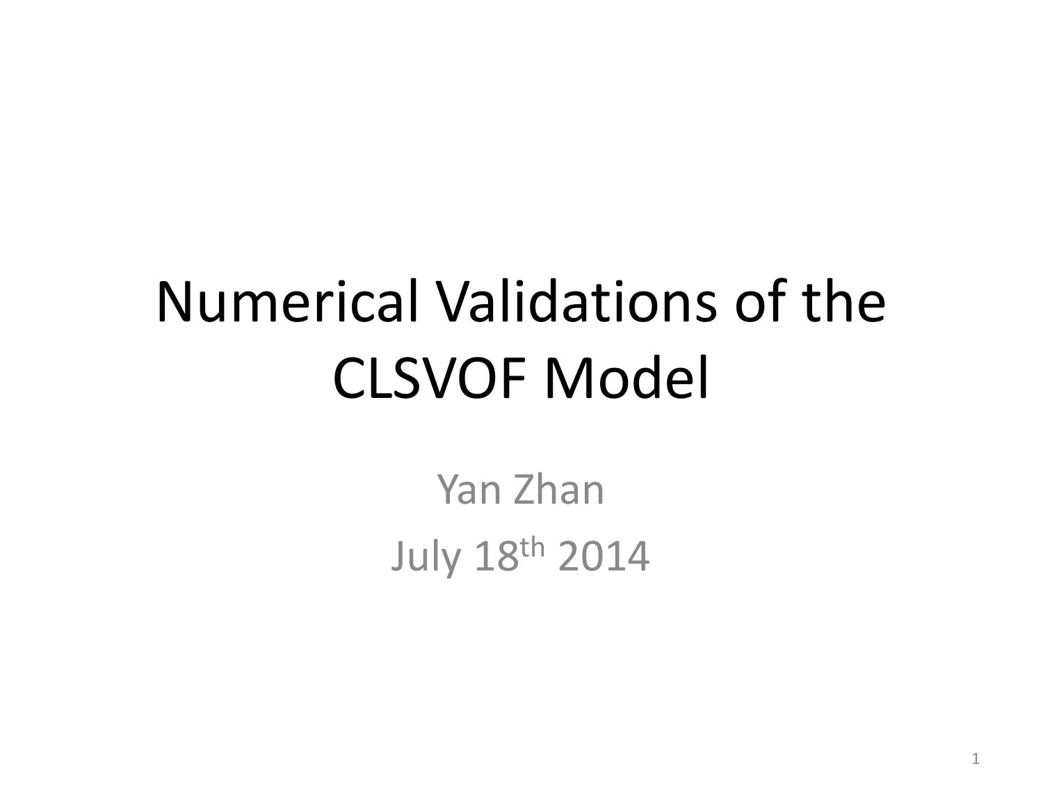# Numerical Validations of the CLSVOF Model

Yan Zhan

July 18th 2014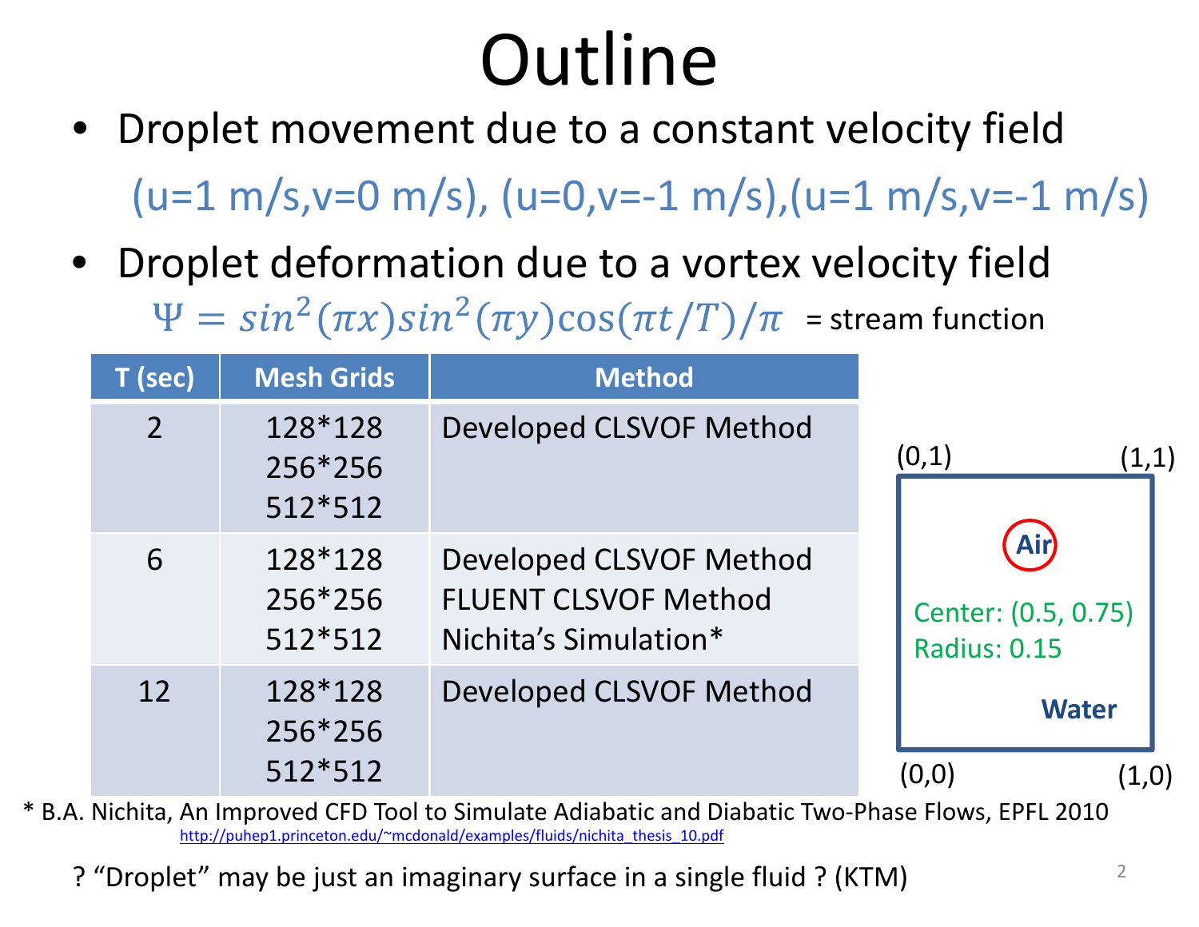# Outline

- Droplet movement due to a constant velocity field

  (u=1 m/s,v=0 m/s), (u=0,v=-1 m/s),(u=1 m/s,v=-1 m/s)

- Droplet deformation due to a vortex velocity field

  $\Psi = sin^2(\pi x)sin^2(\pi y)\cos(\pi t/T)/\pi$ = stream function

| T (sec) | Mesh Grids | Method |
|---|---|---|
| 2 | 128*128<br>256*256<br>512*512 | Developed CLSVOF Method |
| 6 | 128*128<br>256*256<br>512*512 | Developed CLSVOF Method<br>FLUENT CLSVOF Method<br>Nichita's Simulation* |
| 12 | 128*128<br>256*256<br>512*512 | Developed CLSVOF Method |

(0,1) (1,1)

Air

Center: (0.5, 0.75)
Radius: 0.15

Water

(0,0) (1,0)

* B.A. Nichita, An Improved CFD Tool to Simulate Adiabatic and Diabatic Two-Phase Flows, EPFL 2010
http://puhep1.princeton.edu/~mcdonald/examples/fluids/nichita_thesis_10.pdf

? "Droplet" may be just an imaginary surface in a single fluid ? (KTM)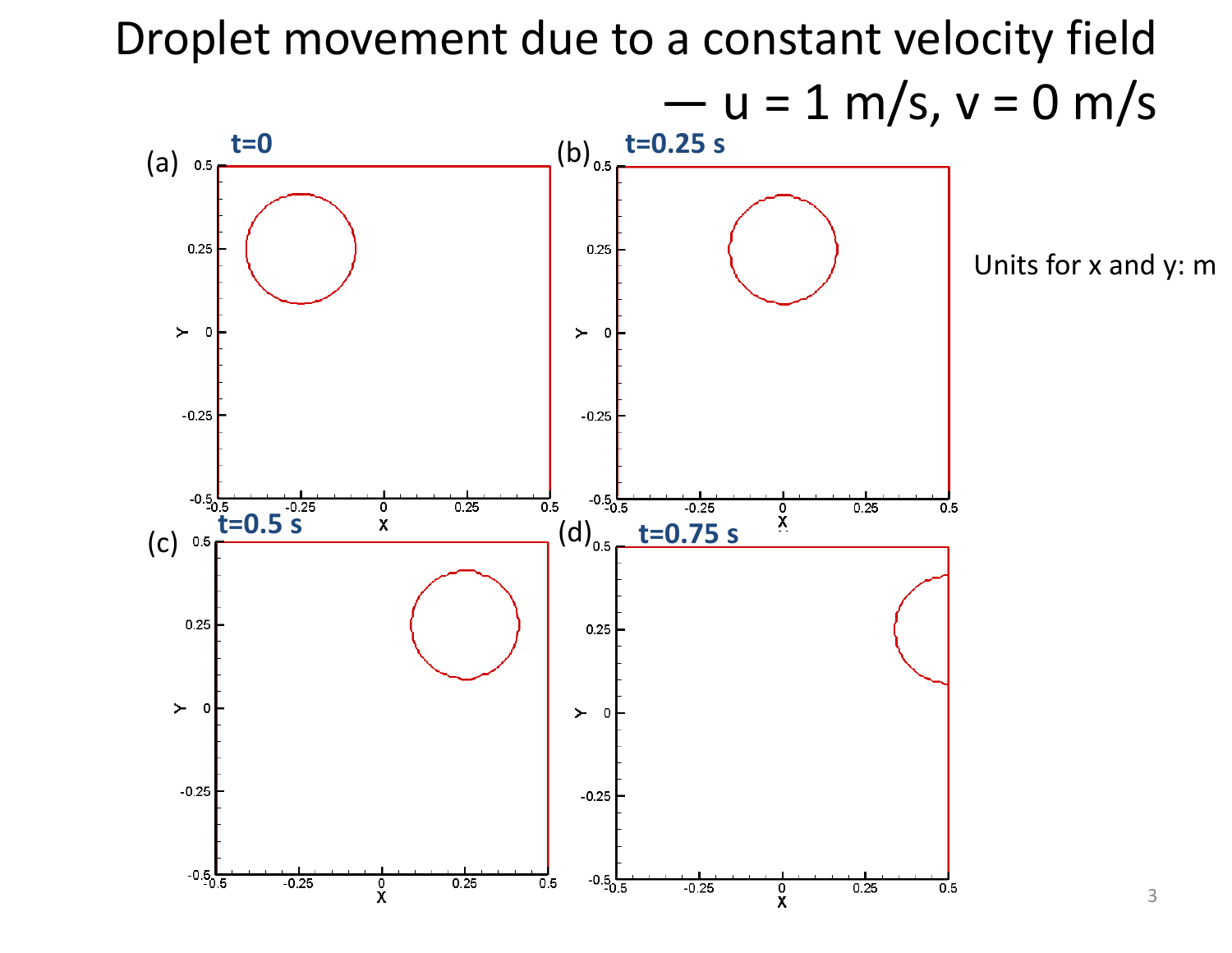# Droplet movement due to a constant velocity field — u = 1 m/s, v = 0 m/s

(a) t=0

(b) t=0.25 s

(c) t=0.5 s

(d) t=0.75 s

Units for x and y: m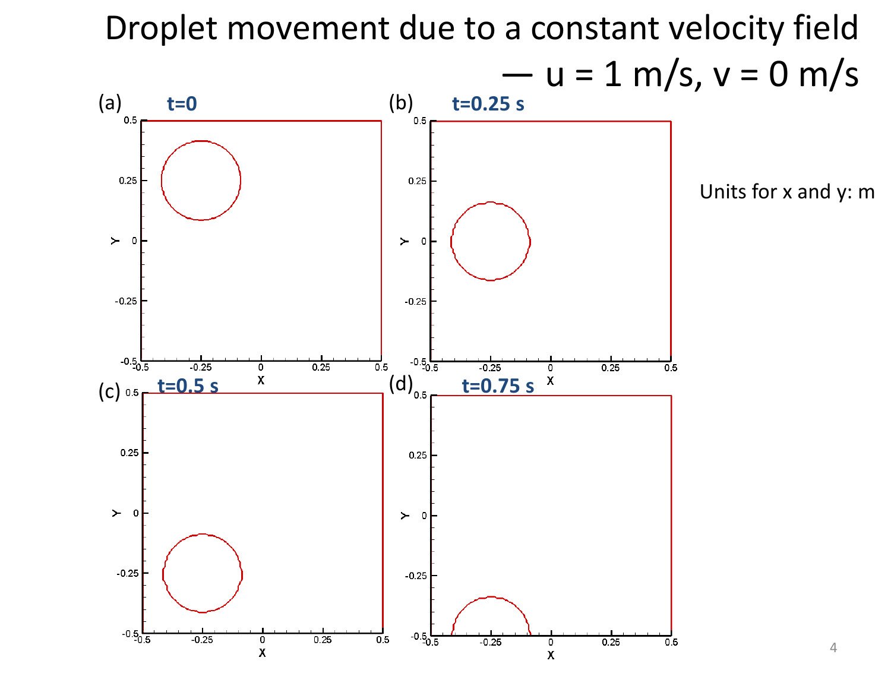# Droplet movement due to a constant velocity field — u = 1 m/s, v = 0 m/s

Units for x and y: m

(a) t=0

(b) t=0.25 s

(c) t=0.5 s

(d) t=0.75 s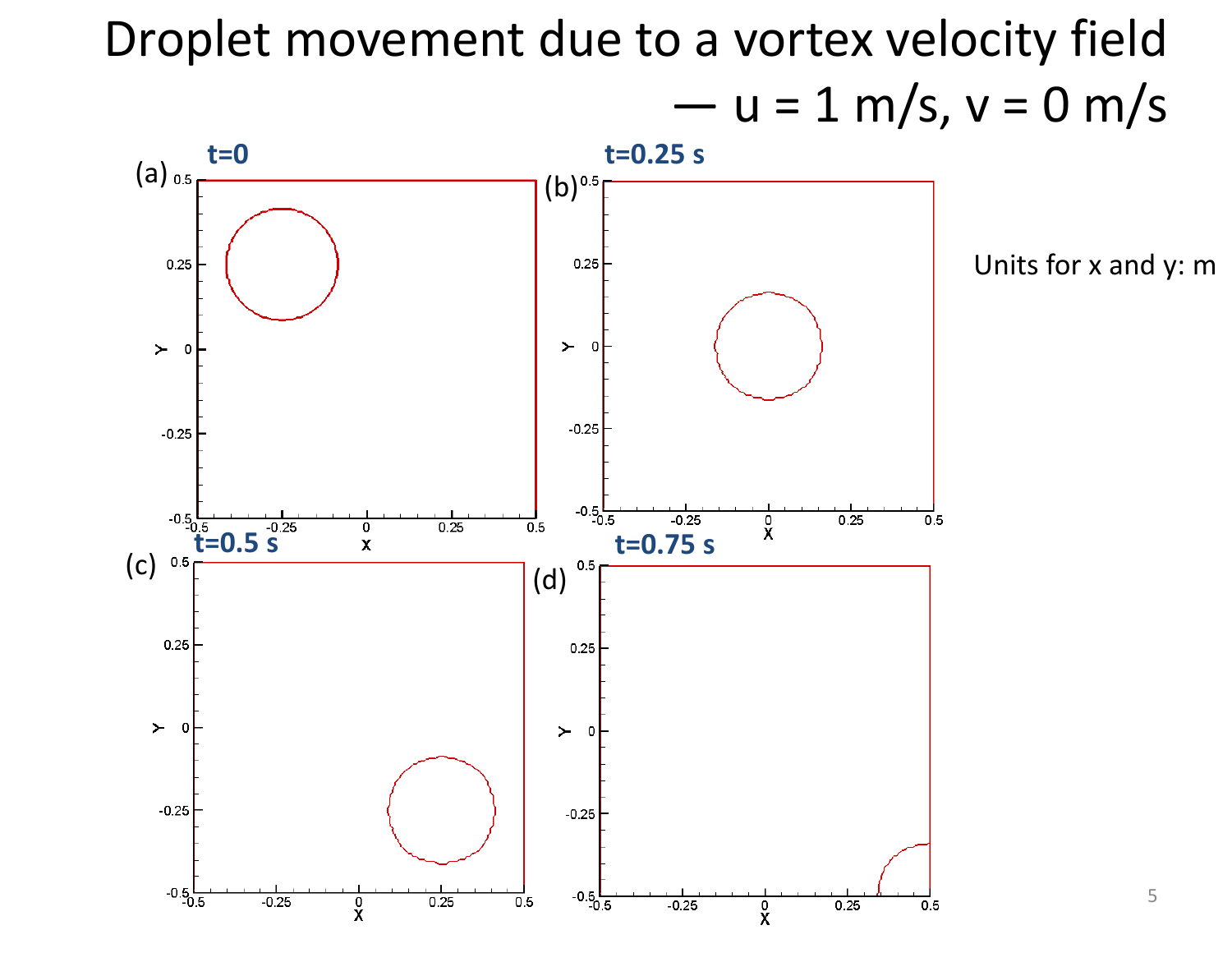# Droplet movement due to a vortex velocity field — u = 1 m/s, v = 0 m/s

(a) t=0

(b) t=0.25 s

(c) t=0.5 s

(d) t=0.75 s

Units for x and y: m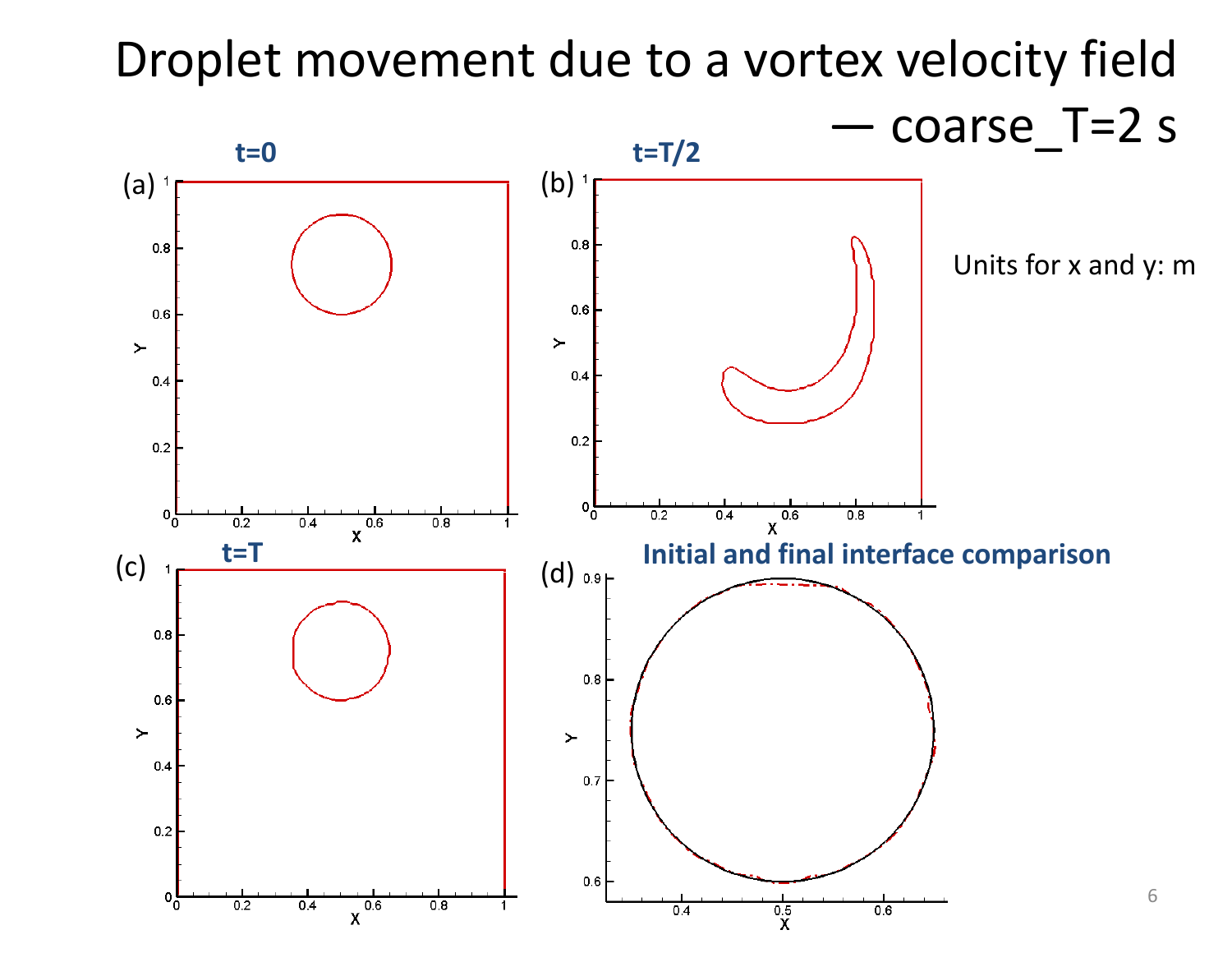# Droplet movement due to a vortex velocity field — coarse_T=2 s

Units for x and y: m

(a) **t=0**

(b) **t=T/2**

(c) **t=T**

(d) **Initial and final interface comparison**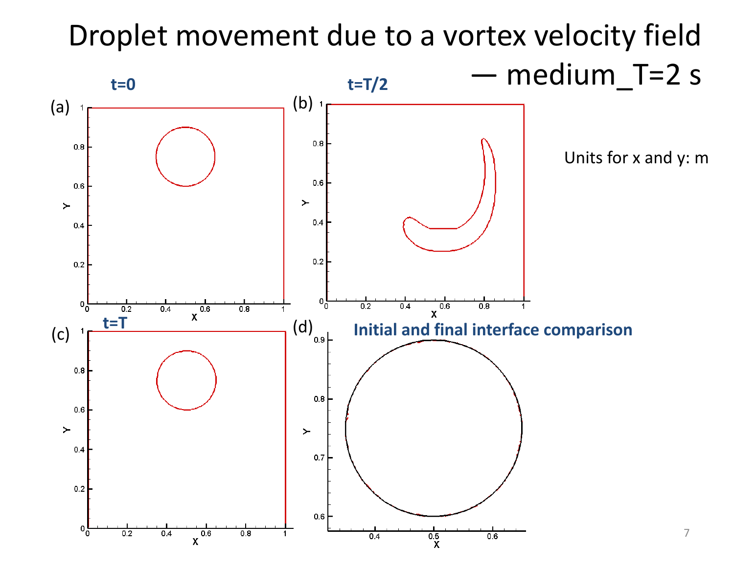# Droplet movement due to a vortex velocity field — medium_T=2 s

**t=0**

(a)

**t=T/2**

(b)

Units for x and y: m

**t=T**

(c)

(d) **Initial and final interface comparison**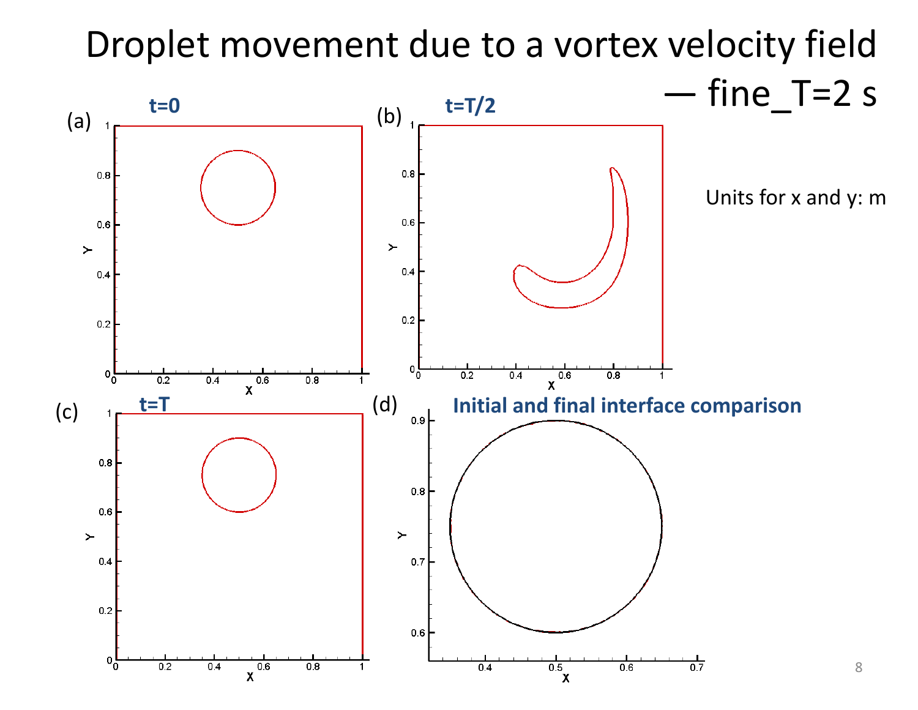# Droplet movement due to a vortex velocity field — fine_T=2 s

(a) t=0

(b) t=T/2

Units for x and y: m

(c) t=T

(d) Initial and final interface comparison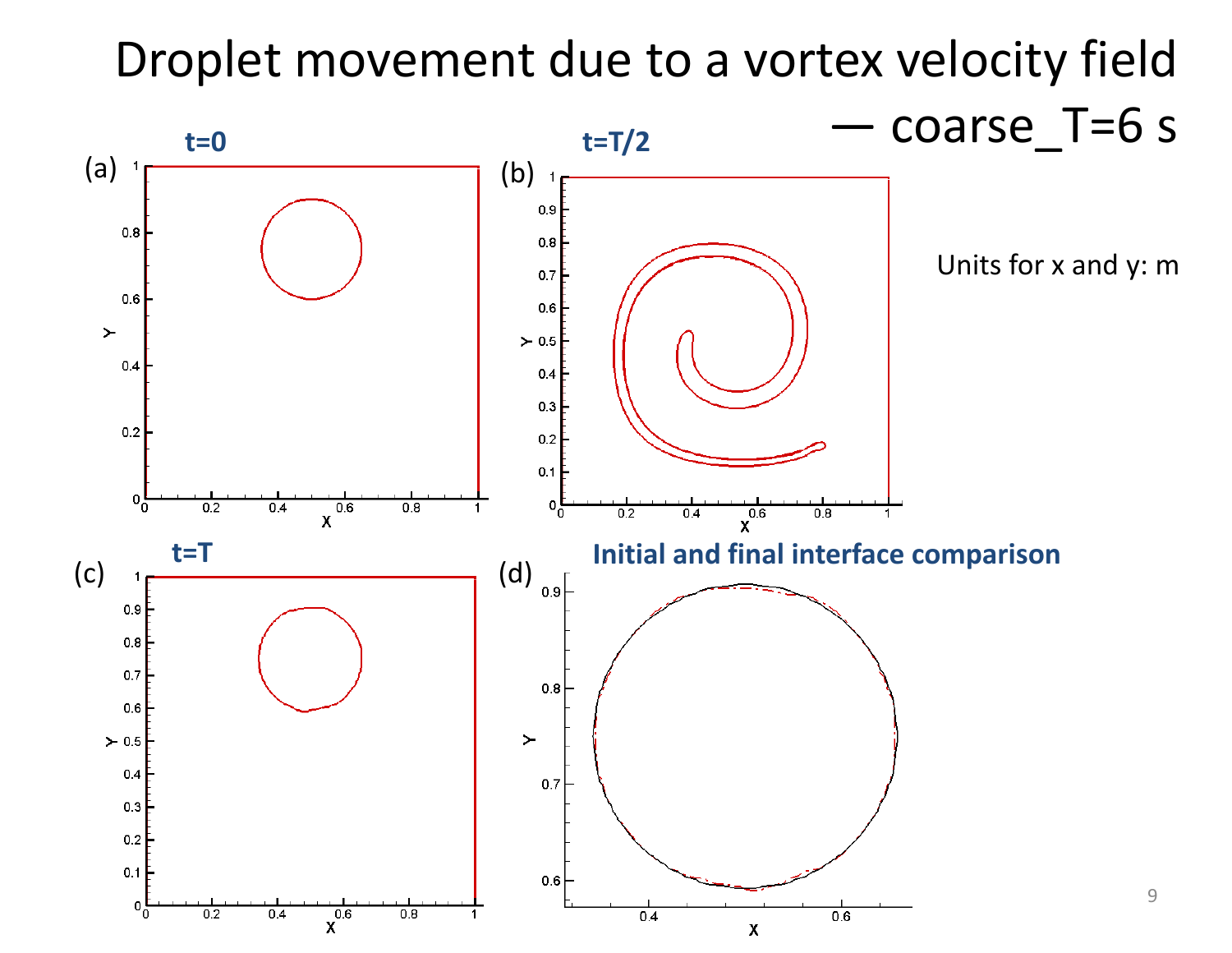# Droplet movement due to a vortex velocity field — coarse_T=6 s

Units for x and y: m

(a) **t=0**

(b) **t=T/2**

(c) **t=T**

(d) **Initial and final interface comparison**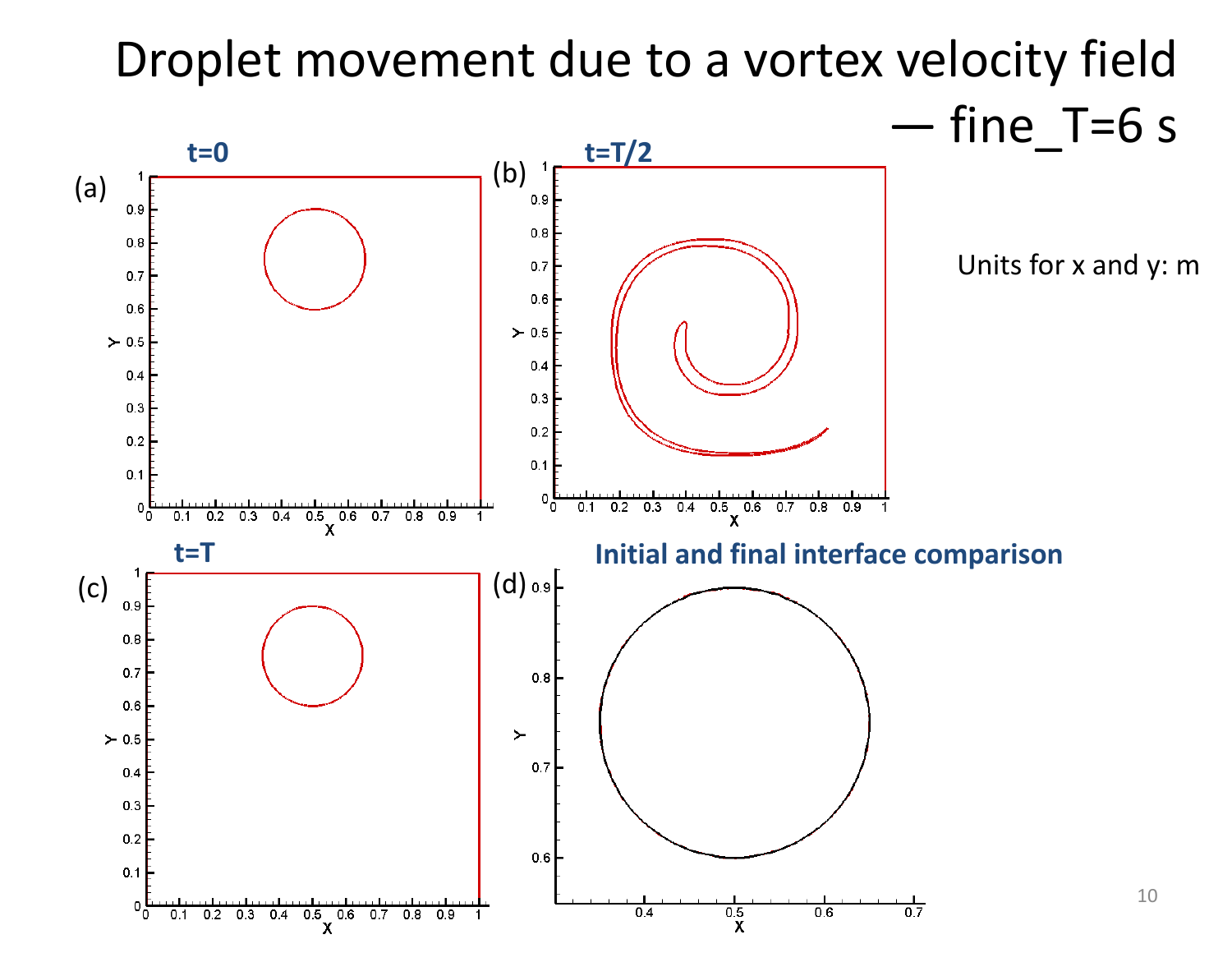# Droplet movement due to a vortex velocity field — fine_T=6 s

(a) **t=0**

(b) **t=T/2**

(c) **t=T**

(d) **Initial and final interface comparison**

Units for x and y: m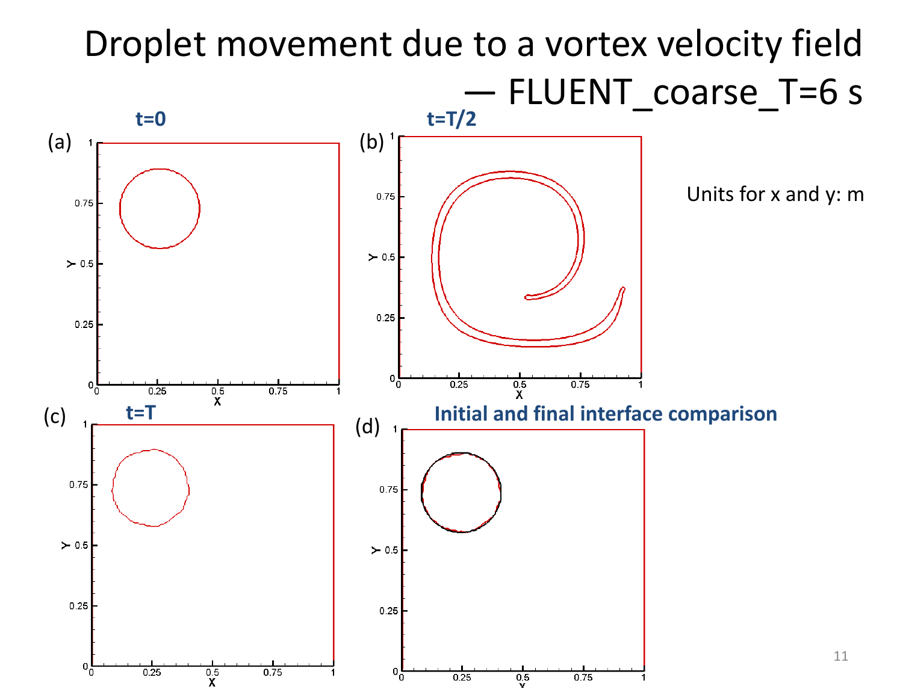# Droplet movement due to a vortex velocity field — FLUENT_coarse_T=6 s

(a) t=0

(b) t=T/2

(c) t=T

(d) Initial and final interface comparison

Units for x and y: m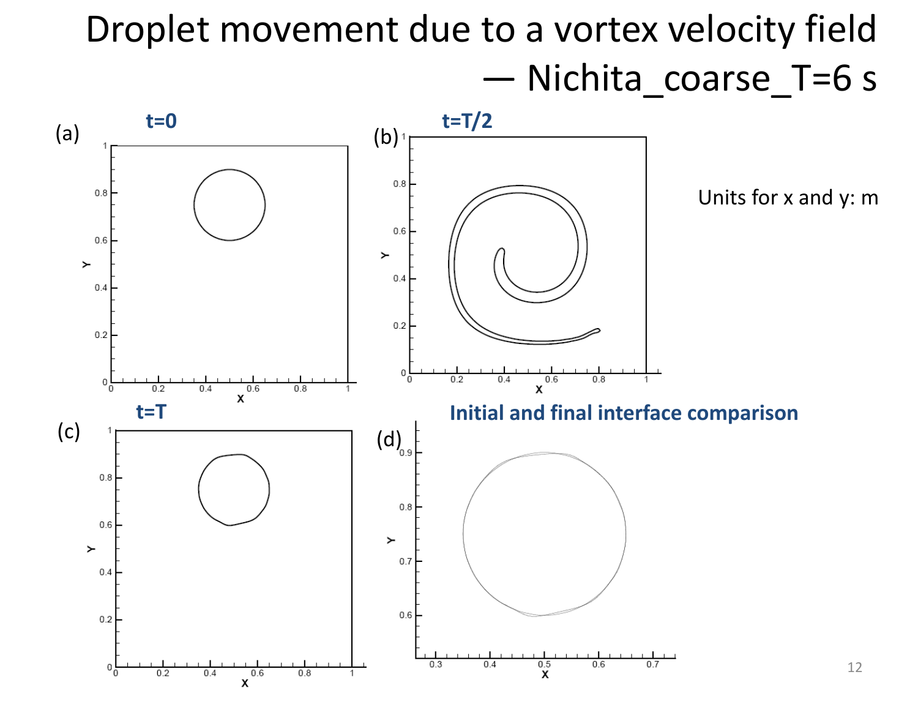# Droplet movement due to a vortex velocity field — Nichita_coarse_T=6 s

(a) t=0

(b) t=T/2

(c) t=T

(d) Initial and final interface comparison

Units for x and y: m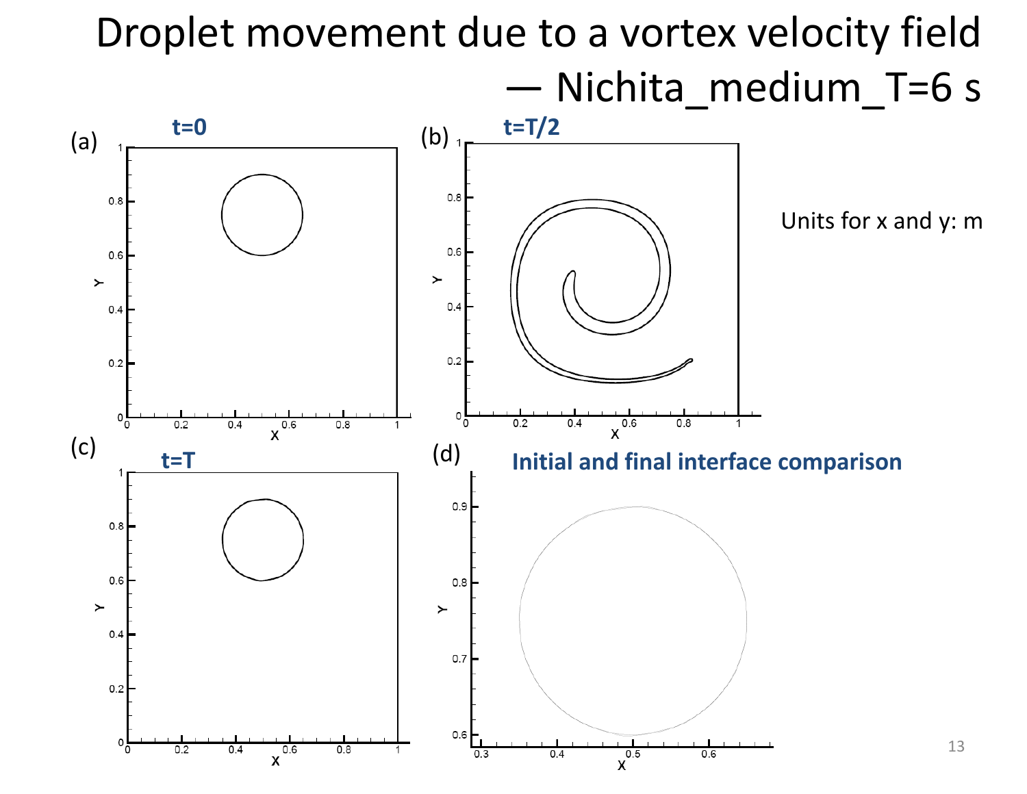# Droplet movement due to a vortex velocity field — Nichita_medium_T=6 s

(a) **t=0**

(b) **t=T/2**

Units for x and y: m

(c) **t=T**

(d) **Initial and final interface comparison**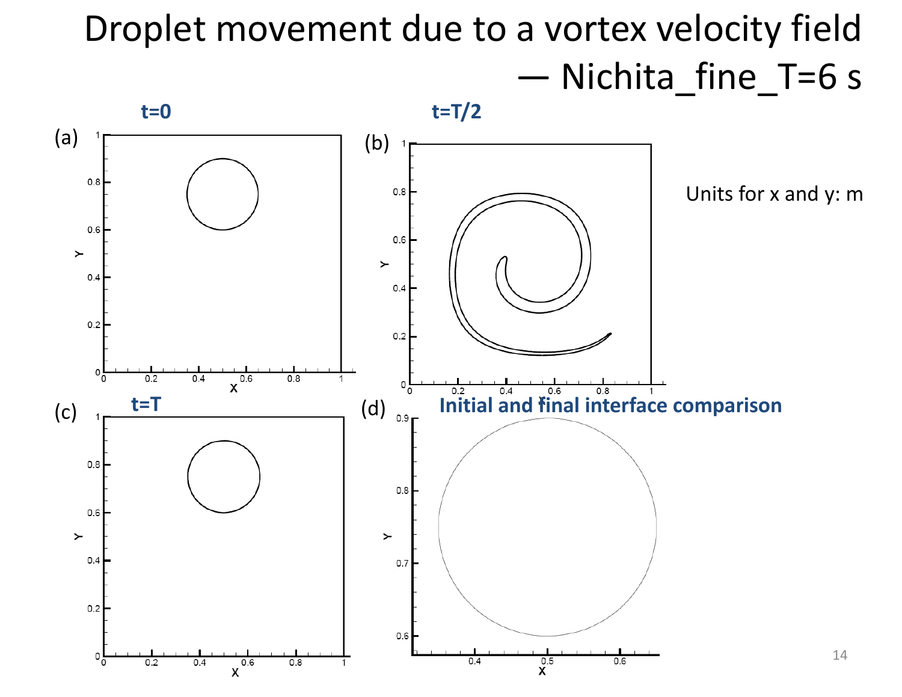# Droplet movement due to a vortex velocity field — Nichita_fine_T=6 s

Units for x and y: m

(a) t=0

(b) t=T/2

(c) t=T

(d) Initial and final interface comparison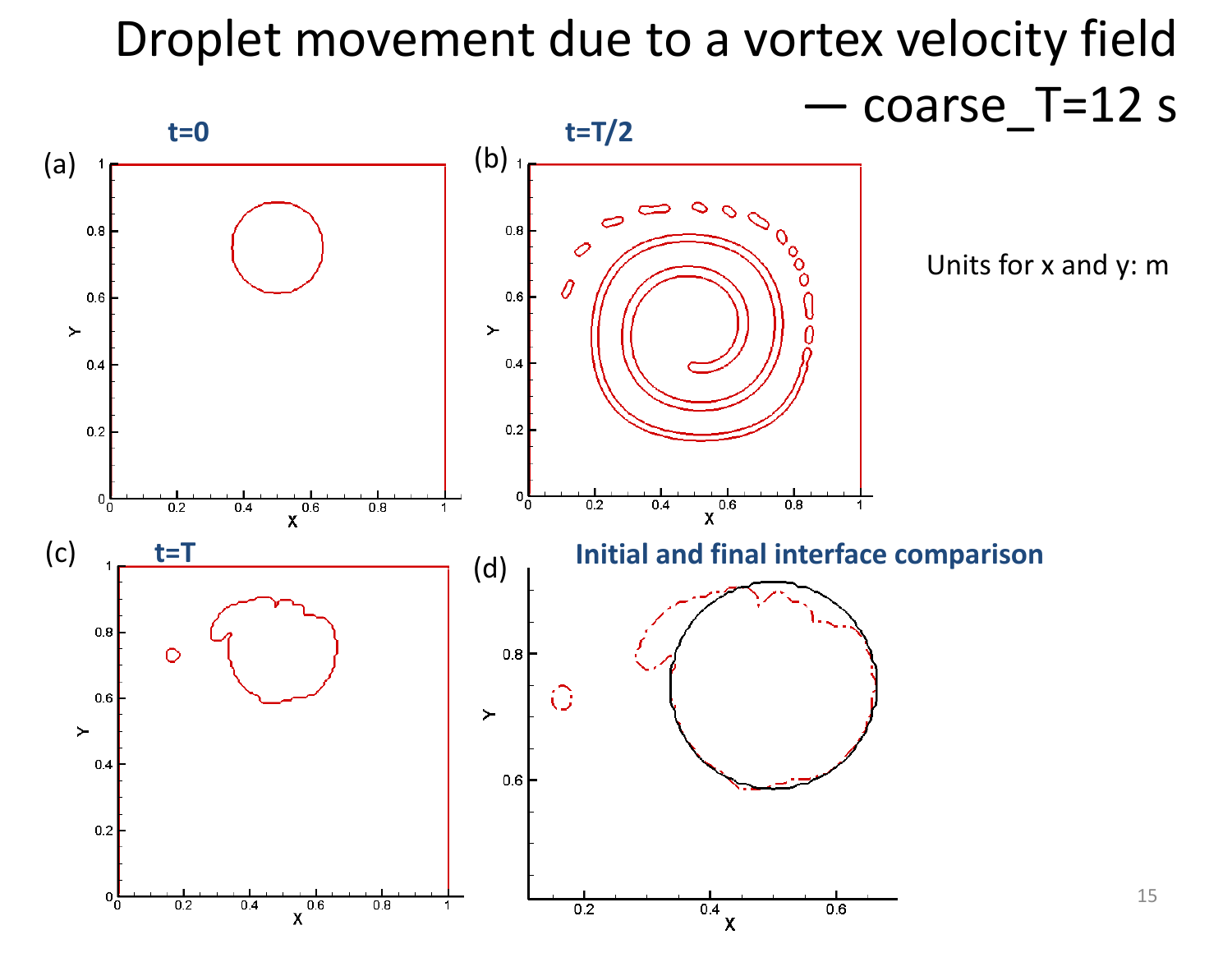# Droplet movement due to a vortex velocity field — coarse_T=12 s

**t=0**

(a)

**t=T/2**

(b)

Units for x and y: m

**t=T**

(c)

**Initial and final interface comparison**

(d)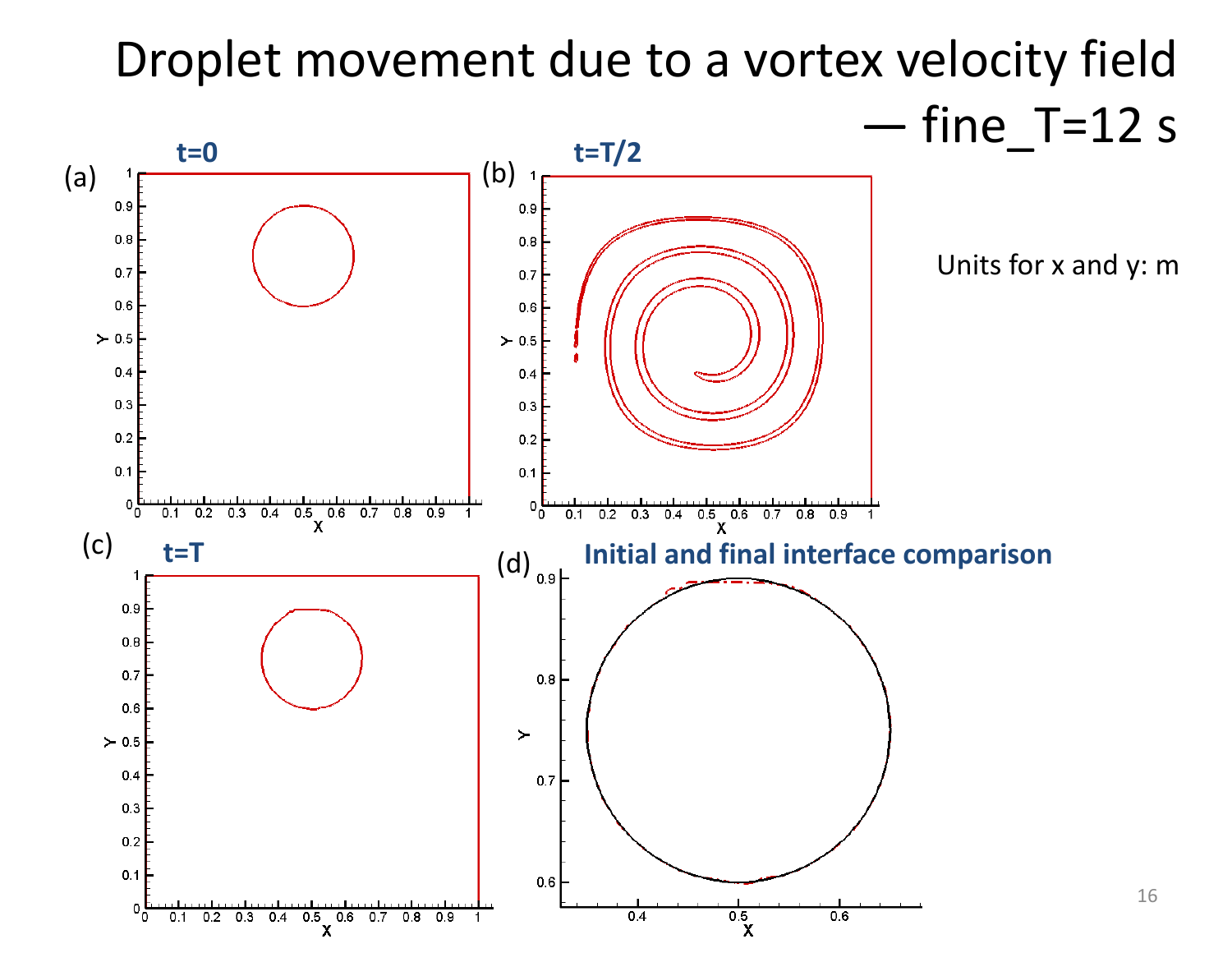# Droplet movement due to a vortex velocity field — fine_T=12 s

(a) t=0

1
0.9
0.8
0.7
0.6
Y 0.5
0.4
0.3
0.2
0.1
0
0 0.1 0.2 0.3 0.4 0.5 0.6 0.7 0.8 0.9 1
X

(b) t=T/2

1
0.9
0.8
0.7
0.6
Y 0.5
0.4
0.3
0.2
0.1
0
0 0.1 0.2 0.3 0.4 0.5 0.6 0.7 0.8 0.9 1
X

Units for x and y: m

(c) t=T

1
0.9
0.8
0.7
0.6
Y 0.5
0.4
0.3
0.2
0.1
0
0 0.1 0.2 0.3 0.4 0.5 0.6 0.7 0.8 0.9 1
X

(d) Initial and final interface comparison

0.9
0.8
Y 0.7
0.6
0.4 0.5 0.6
X